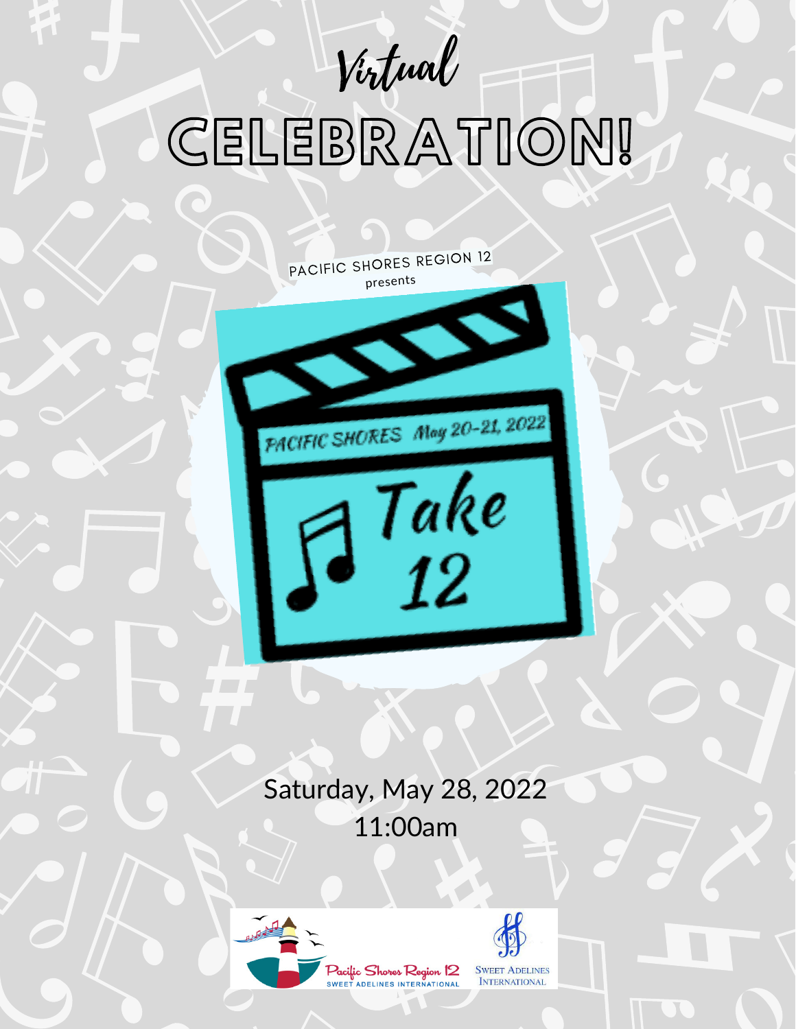# *Virtual*

# CELEBRATION!

PACIFIC SHORES REGION 12
presents

PACIFIC SHORES May 20-21, 2022

Take 12

Saturday, May 28, 2022
11:00am

Pacific Shores Region 12
SWEET ADELINES INTERNATIONAL

SWEET ADELINES INTERNATIONAL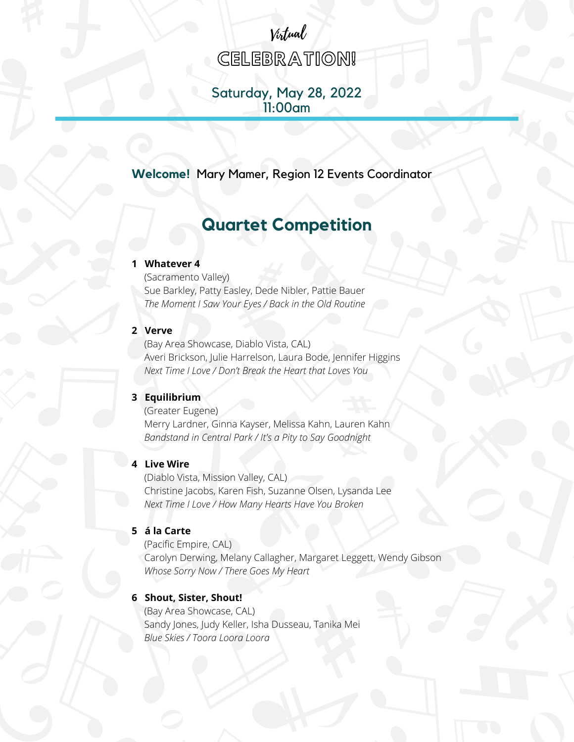Virtual

# CELEBRATION!

Saturday, May 28, 2022
11:00am

**Welcome!** Mary Mamer, Region 12 Events Coordinator

## Quartet Competition

**1 Whatever 4**
(Sacramento Valley)
Sue Barkley, Patty Easley, Dede Nibler, Pattie Bauer
*The Moment I Saw Your Eyes / Back in the Old Routine*

**2 Verve**
(Bay Area Showcase, Diablo Vista, CAL)
Averi Brickson, Julie Harrelson, Laura Bode, Jennifer Higgins
*Next Time I Love / Don't Break the Heart that Loves You*

**3 Equilibrium**
(Greater Eugene)
Merry Lardner, Ginna Kayser, Melissa Kahn, Lauren Kahn
*Bandstand in Central Park / It's a Pity to Say Goodnight*

**4 Live Wire**
(Diablo Vista, Mission Valley, CAL)
Christine Jacobs, Karen Fish, Suzanne Olsen, Lysanda Lee
*Next Time I Love / How Many Hearts Have You Broken*

**5 á la Carte**
(Pacific Empire, CAL)
Carolyn Derwing, Melany Callagher, Margaret Leggett, Wendy Gibson
*Whose Sorry Now / There Goes My Heart*

**6 Shout, Sister, Shout!**
(Bay Area Showcase, CAL)
Sandy Jones, Judy Keller, Isha Dusseau, Tanika Mei
*Blue Skies / Toora Loora Loora*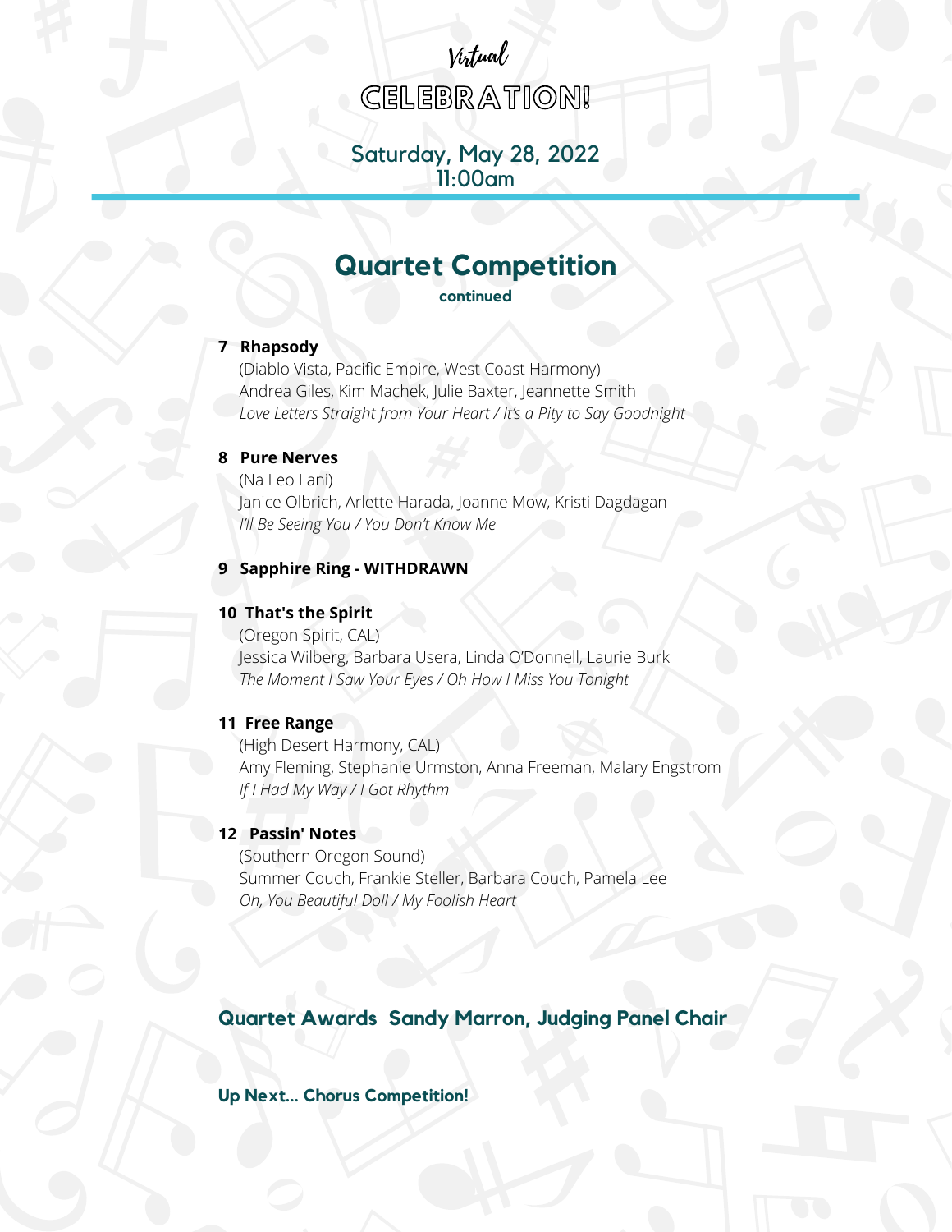Virtual

# CELEBRATION!

Saturday, May 28, 2022
11:00am

## Quartet Competition

**continued**

**7 Rhapsody**
(Diablo Vista, Pacific Empire, West Coast Harmony)
Andrea Giles, Kim Machek, Julie Baxter, Jeannette Smith
*Love Letters Straight from Your Heart / It's a Pity to Say Goodnight*

**8 Pure Nerves**
(Na Leo Lani)
Janice Olbrich, Arlette Harada, Joanne Mow, Kristi Dagdagan
*I'll Be Seeing You / You Don't Know Me*

**9 Sapphire Ring - WITHDRAWN**

**10 That's the Spirit**
(Oregon Spirit, CAL)
Jessica Wilberg, Barbara Usera, Linda O'Donnell, Laurie Burk
*The Moment I Saw Your Eyes / Oh How I Miss You Tonight*

**11 Free Range**
(High Desert Harmony, CAL)
Amy Fleming, Stephanie Urmston, Anna Freeman, Malary Engstrom
*If I Had My Way / I Got Rhythm*

**12 Passin' Notes**
(Southern Oregon Sound)
Summer Couch, Frankie Steller, Barbara Couch, Pamela Lee
*Oh, You Beautiful Doll / My Foolish Heart*

### Quartet Awards Sandy Marron, Judging Panel Chair

**Up Next... Chorus Competition!**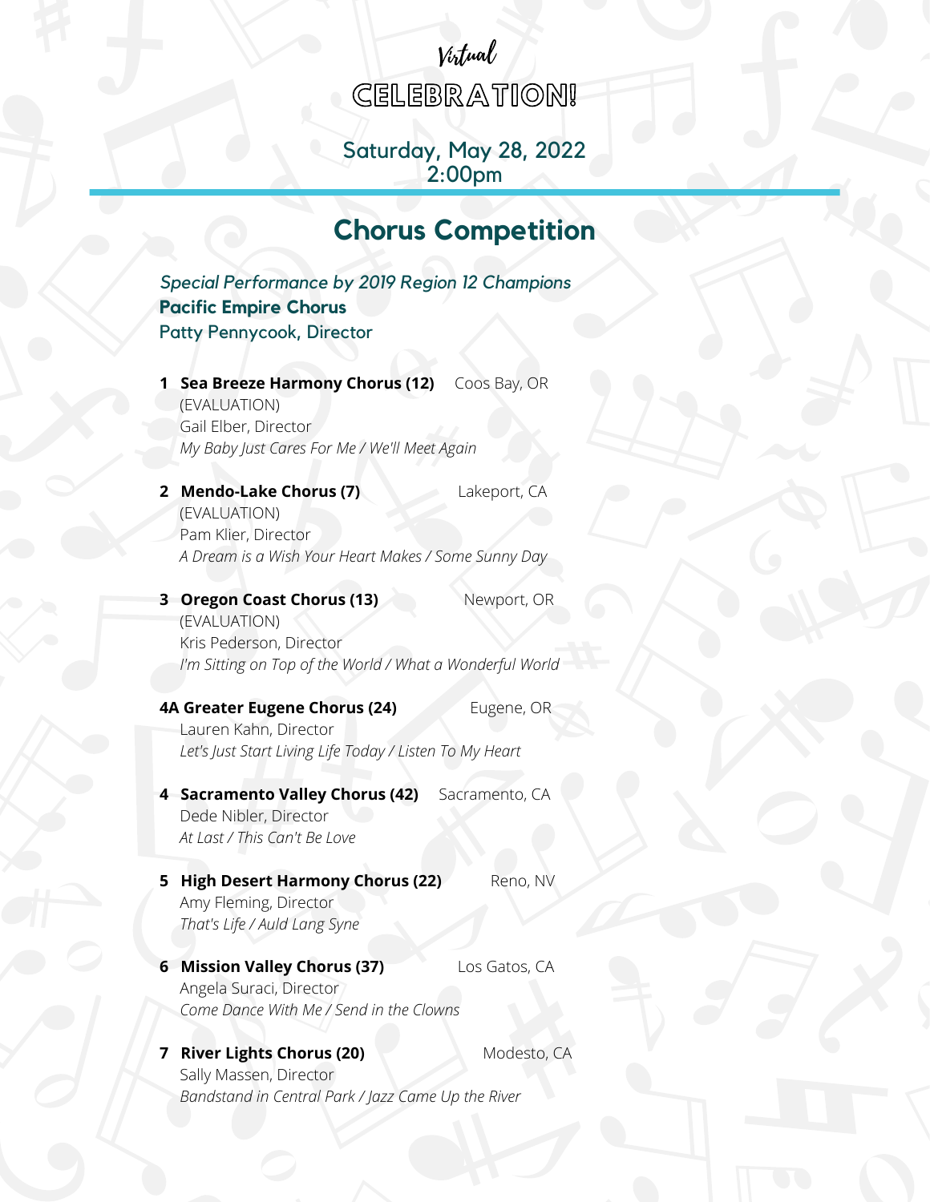*Virtual*

# CELEBRATION!

Saturday, May 28, 2022
2:00pm

## Chorus Competition

*Special Performance by 2019 Region 12 Champions*
**Pacific Empire Chorus**
Patty Pennycook, Director

**1 Sea Breeze Harmony Chorus (12)** Coos Bay, OR
(EVALUATION)
Gail Elber, Director
*My Baby Just Cares For Me / We'll Meet Again*

**2 Mendo-Lake Chorus (7)** Lakeport, CA
(EVALUATION)
Pam Klier, Director
*A Dream is a Wish Your Heart Makes / Some Sunny Day*

**3 Oregon Coast Chorus (13)** Newport, OR
(EVALUATION)
Kris Pederson, Director
*I'm Sitting on Top of the World / What a Wonderful World*

**4A Greater Eugene Chorus (24)** Eugene, OR
Lauren Kahn, Director
*Let's Just Start Living Life Today / Listen To My Heart*

**4 Sacramento Valley Chorus (42)** Sacramento, CA
Dede Nibler, Director
*At Last / This Can't Be Love*

**5 High Desert Harmony Chorus (22)** Reno, NV
Amy Fleming, Director
*That's Life / Auld Lang Syne*

**6 Mission Valley Chorus (37)** Los Gatos, CA
Angela Suraci, Director
*Come Dance With Me / Send in the Clowns*

**7 River Lights Chorus (20)** Modesto, CA
Sally Massen, Director
*Bandstand in Central Park / Jazz Came Up the River*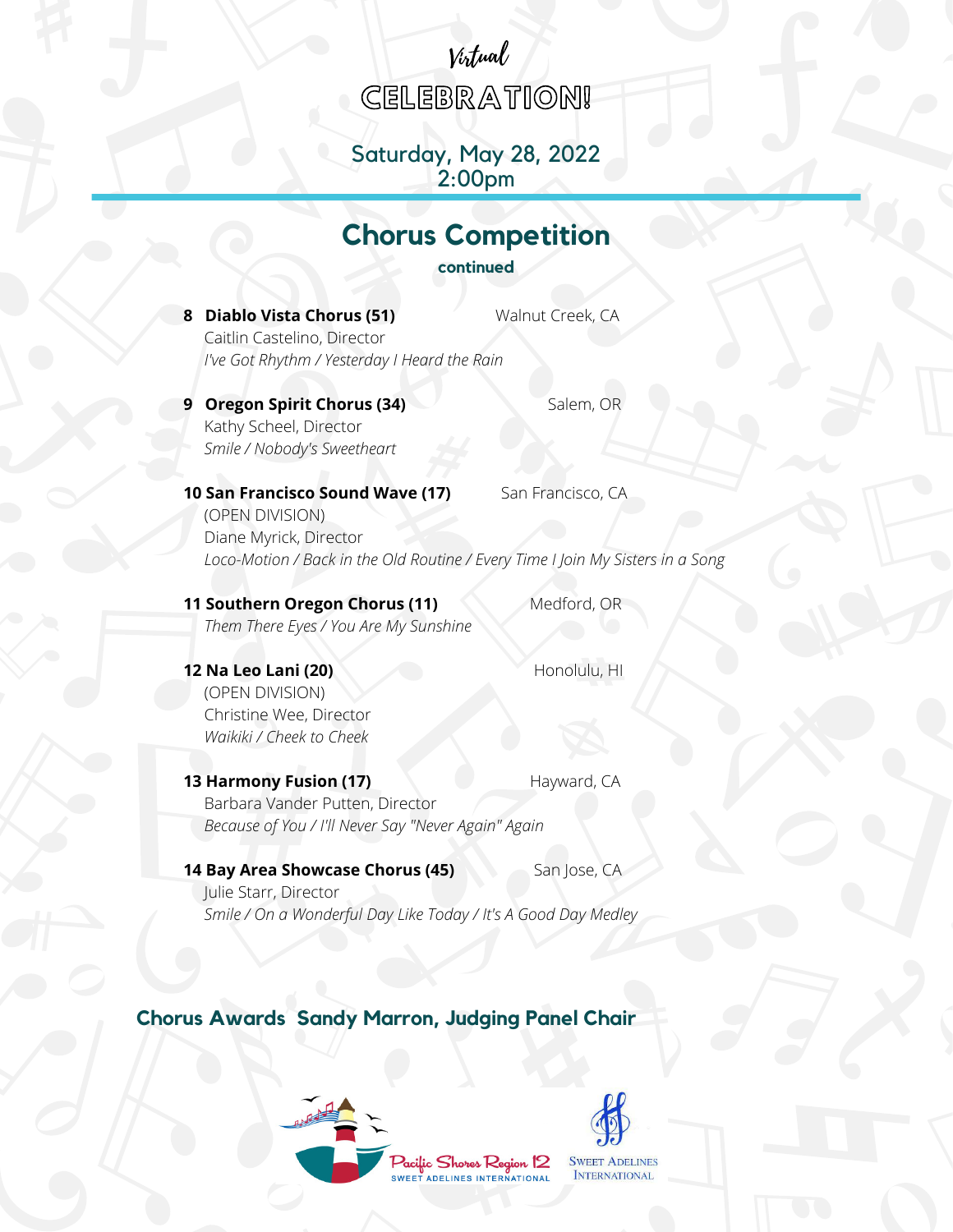# Virtual CELEBRATION!

Saturday, May 28, 2022
2:00pm

## Chorus Competition

**continued**

**8 Diablo Vista Chorus (51)** Walnut Creek, CA
Caitlin Castelino, Director
*I've Got Rhythm / Yesterday I Heard the Rain*

**9 Oregon Spirit Chorus (34)** Salem, OR
Kathy Scheel, Director
*Smile / Nobody's Sweetheart*

**10 San Francisco Sound Wave (17)** San Francisco, CA
(OPEN DIVISION)
Diane Myrick, Director
*Loco-Motion / Back in the Old Routine / Every Time I Join My Sisters in a Song*

**11 Southern Oregon Chorus (11)** Medford, OR
*Them There Eyes / You Are My Sunshine*

**12 Na Leo Lani (20)** Honolulu, HI
(OPEN DIVISION)
Christine Wee, Director
*Waikiki / Cheek to Cheek*

**13 Harmony Fusion (17)** Hayward, CA
Barbara Vander Putten, Director
*Because of You / I'll Never Say "Never Again" Again*

**14 Bay Area Showcase Chorus (45)** San Jose, CA
Julie Starr, Director
*Smile / On a Wonderful Day Like Today / It's A Good Day Medley*

### Chorus Awards Sandy Marron, Judging Panel Chair

Pacific Shores Region 12 SWEET ADELINES INTERNATIONAL

SWEET ADELINES INTERNATIONAL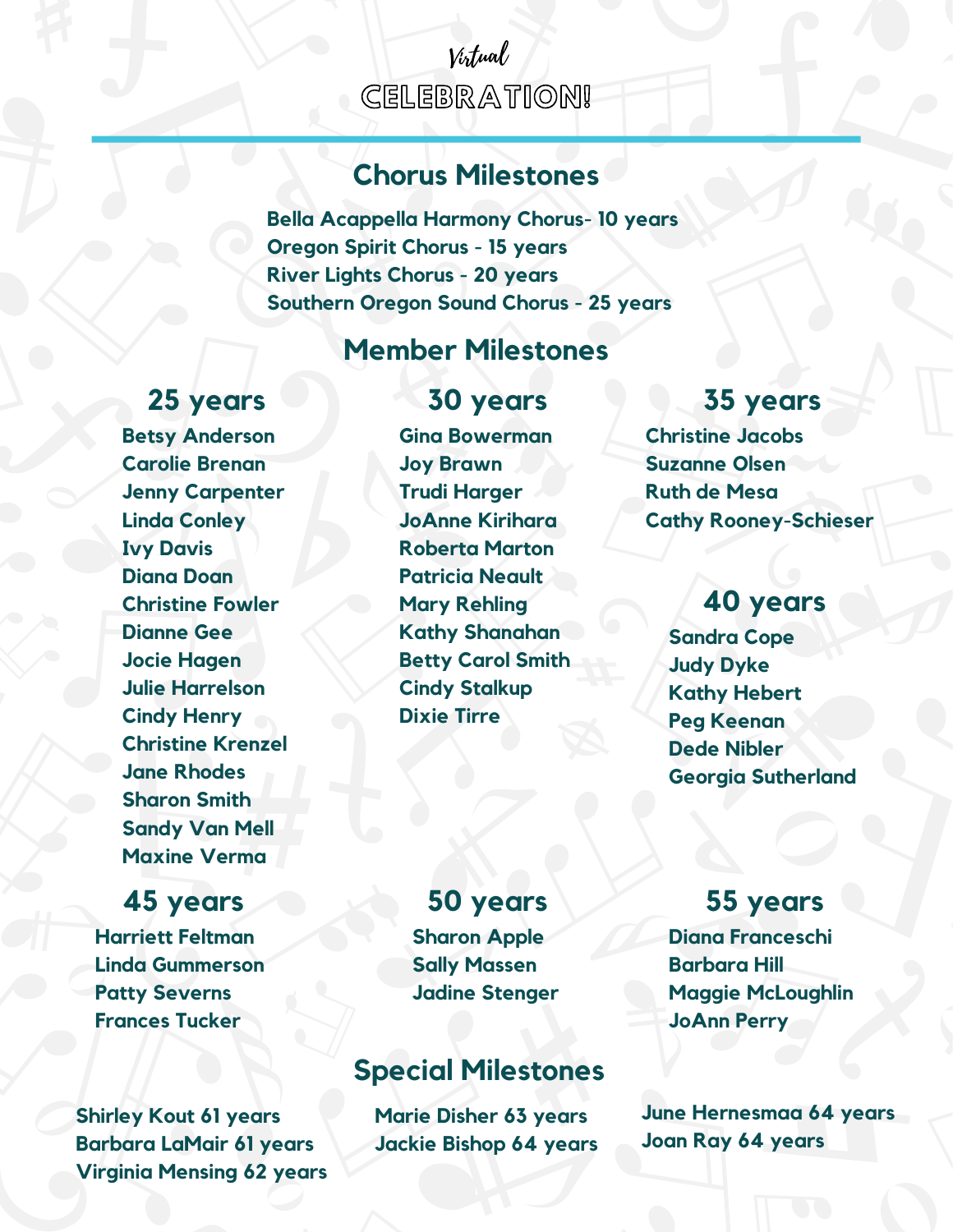*Virtual*

# CELEBRATION!

## Chorus Milestones

**Bella Acappella Harmony Chorus- 10 years**
**Oregon Spirit Chorus - 15 years**
**River Lights Chorus - 20 years**
**Southern Oregon Sound Chorus - 25 years**

## Member Milestones

### 25 years

**Betsy Anderson**
**Carolie Brenan**
**Jenny Carpenter**
**Linda Conley**
**Ivy Davis**
**Diana Doan**
**Christine Fowler**
**Dianne Gee**
**Jocie Hagen**
**Julie Harrelson**
**Cindy Henry**
**Christine Krenzel**
**Jane Rhodes**
**Sharon Smith**
**Sandy Van Mell**
**Maxine Verma**

### 30 years

**Gina Bowerman**
**Joy Brawn**
**Trudi Harger**
**JoAnne Kirihara**
**Roberta Marton**
**Patricia Neault**
**Mary Rehling**
**Kathy Shanahan**
**Betty Carol Smith**
**Cindy Stalkup**
**Dixie Tirre**

### 35 years

**Christine Jacobs**
**Suzanne Olsen**
**Ruth de Mesa**
**Cathy Rooney-Schieser**

### 40 years

**Sandra Cope**
**Judy Dyke**
**Kathy Hebert**
**Peg Keenan**
**Dede Nibler**
**Georgia Sutherland**

### 45 years

**Harriett Feltman**
**Linda Gummerson**
**Patty Severns**
**Frances Tucker**

### 50 years

**Sharon Apple**
**Sally Massen**
**Jadine Stenger**

### 55 years

**Diana Franceschi**
**Barbara Hill**
**Maggie McLoughlin**
**JoAnn Perry**

## Special Milestones

**Shirley Kout 61 years**
**Barbara LaMair 61 years**
**Virginia Mensing 62 years**
**Marie Disher 63 years**
**Jackie Bishop 64 years**
**June Hernesmaa 64 years**
**Joan Ray 64 years**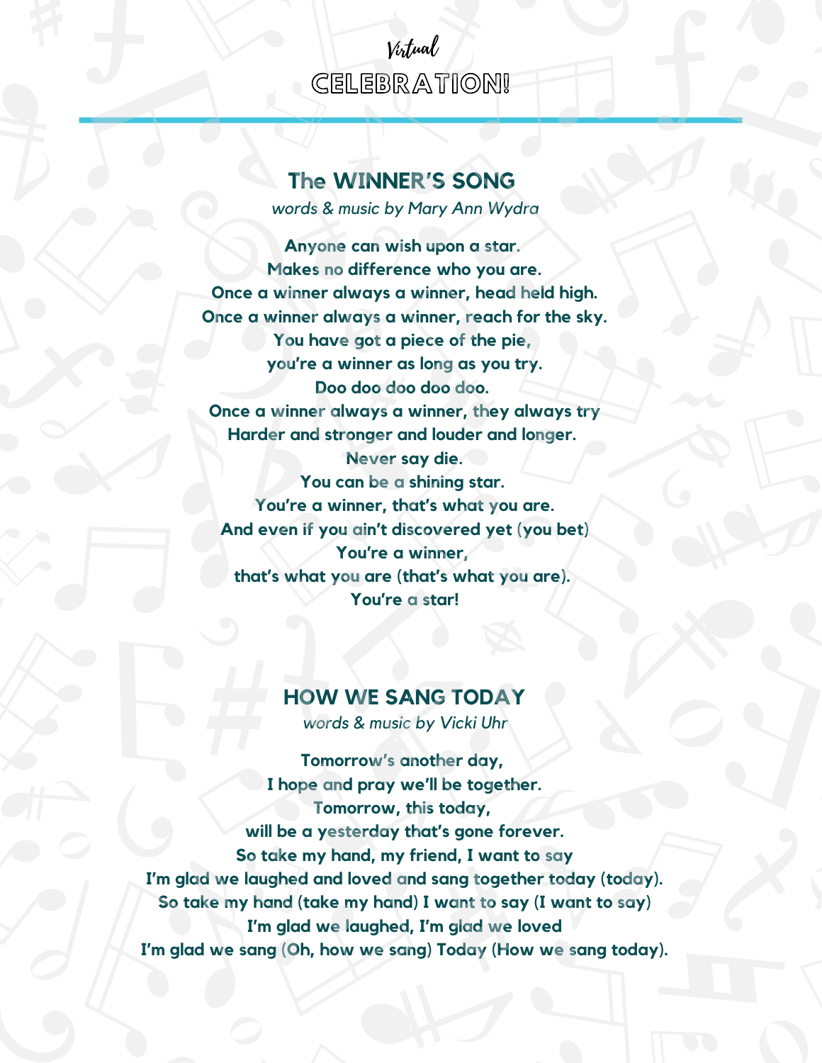*Virtual*

# CELEBRATION!

## The WINNER'S SONG

*words & music by Mary Ann Wydra*

**Anyone can wish upon a star.**
**Makes no difference who you are.**
**Once a winner always a winner, head held high.**
**Once a winner always a winner, reach for the sky.**
**You have got a piece of the pie,**
**you're a winner as long as you try.**
**Doo doo doo doo doo.**
**Once a winner always a winner, they always try**
**Harder and stronger and louder and longer.**
**Never say die.**
**You can be a shining star.**
**You're a winner, that's what you are.**
**And even if you ain't discovered yet (you bet)**
**You're a winner,**
**that's what you are (that's what you are).**
**You're a star!**

## HOW WE SANG TODAY

*words & music by Vicki Uhr*

**Tomorrow's another day,**
**I hope and pray we'll be together.**
**Tomorrow, this today,**
**will be a yesterday that's gone forever.**
**So take my hand, my friend, I want to say**
**I'm glad we laughed and loved and sang together today (today).**
**So take my hand (take my hand) I want to say (I want to say)**
**I'm glad we laughed, I'm glad we loved**
**I'm glad we sang (Oh, how we sang) Today (How we sang today).**